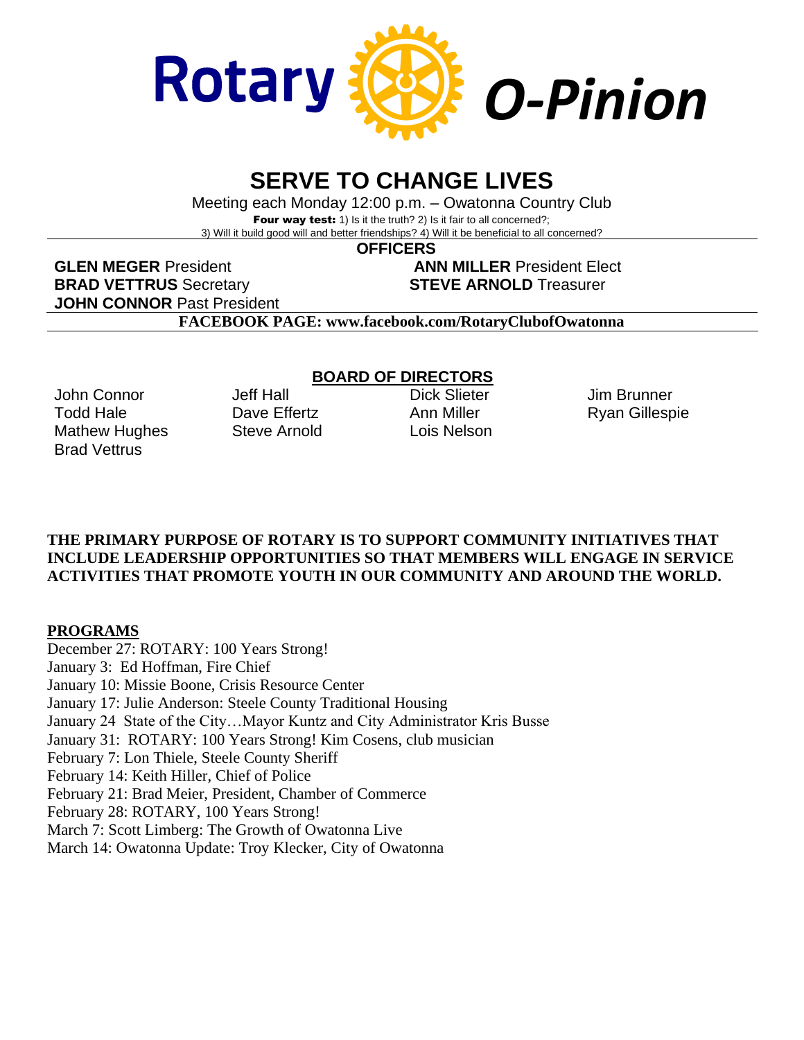# Rotary *O-Pinion*

## SERVE TO CHANGE LIVES

Meeting each Monday 12:00 p.m. – Owatonna Country Club

**Four way test:** 1) Is it the truth? 2) Is it fair to all concerned?; 3) Will it build good will and better friendships? 4) Will it be beneficial to all concerned?

### OFFICERS

**GLEN MEGER** President
**ANN MILLER** President Elect
**BRAD VETTRUS** Secretary
**STEVE ARNOLD** Treasurer
**JOHN CONNOR** Past President

**FACEBOOK PAGE: www.facebook.com/RotaryClubofOwatonna**

### BOARD OF DIRECTORS

John Connor
Todd Hale
Mathew Hughes
Brad Vettrus
Jeff Hall
Dave Effertz
Steve Arnold
Dick Slieter
Ann Miller
Lois Nelson
Jim Brunner
Ryan Gillespie

**THE PRIMARY PURPOSE OF ROTARY IS TO SUPPORT COMMUNITY INITIATIVES THAT INCLUDE LEADERSHIP OPPORTUNITIES SO THAT MEMBERS WILL ENGAGE IN SERVICE ACTIVITIES THAT PROMOTE YOUTH IN OUR COMMUNITY AND AROUND THE WORLD.**

**PROGRAMS**

December 27: ROTARY: 100 Years Strong!
January 3: Ed Hoffman, Fire Chief
January 10: Missie Boone, Crisis Resource Center
January 17: Julie Anderson: Steele County Traditional Housing
January 24 State of the City…Mayor Kuntz and City Administrator Kris Busse
January 31: ROTARY: 100 Years Strong! Kim Cosens, club musician
February 7: Lon Thiele, Steele County Sheriff
February 14: Keith Hiller, Chief of Police
February 21: Brad Meier, President, Chamber of Commerce
February 28: ROTARY, 100 Years Strong!
March 7: Scott Limberg: The Growth of Owatonna Live
March 14: Owatonna Update: Troy Klecker, City of Owatonna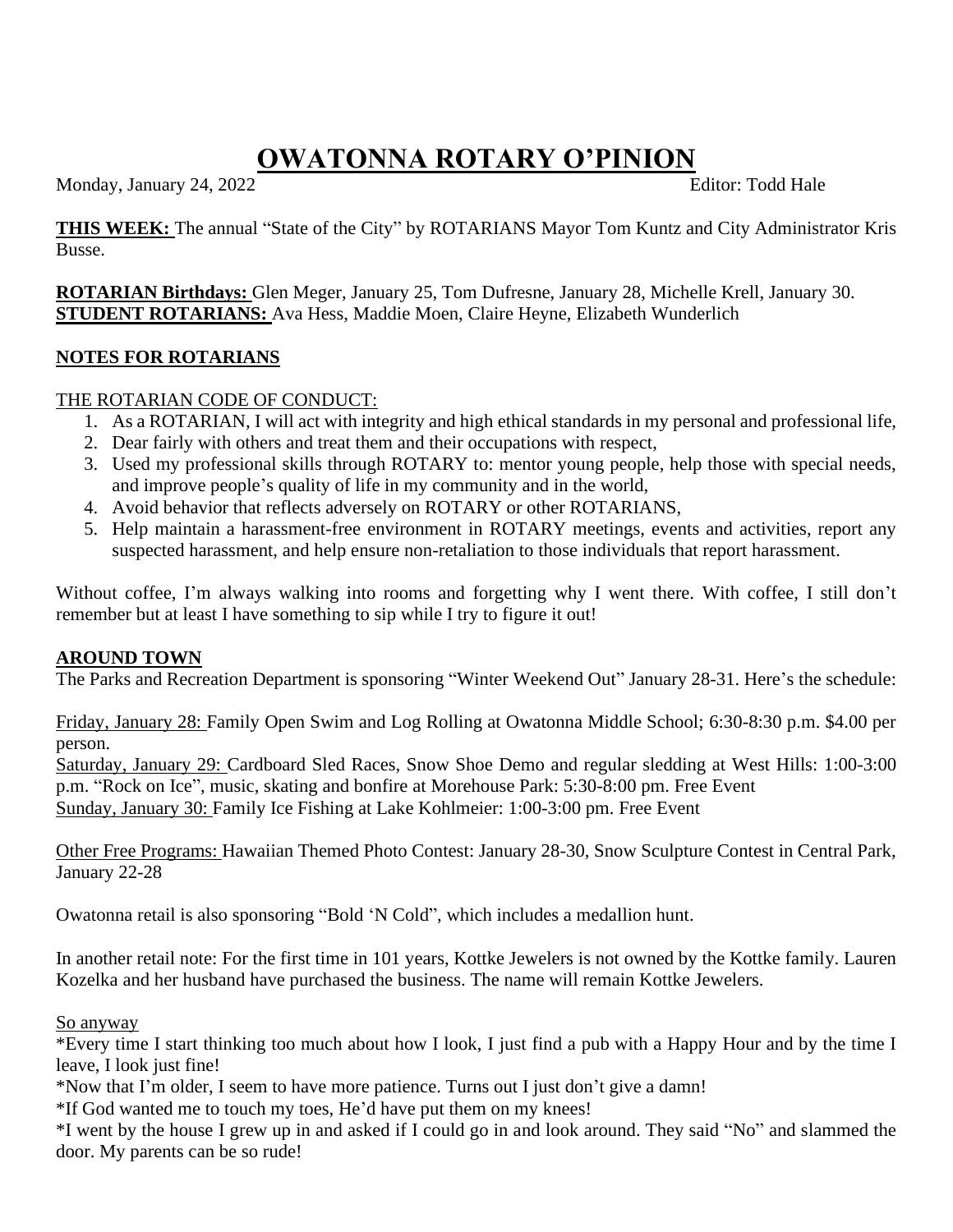# OWATONNA ROTARY O'PINION

Monday, January 24, 2022 Editor: Todd Hale

**THIS WEEK:** The annual "State of the City" by ROTARIANS Mayor Tom Kuntz and City Administrator Kris Busse.

**ROTARIAN Birthdays:** Glen Meger, January 25, Tom Dufresne, January 28, Michelle Krell, January 30.
**STUDENT ROTARIANS:** Ava Hess, Maddie Moen, Claire Heyne, Elizabeth Wunderlich

## NOTES FOR ROTARIANS

THE ROTARIAN CODE OF CONDUCT:

1. As a ROTARIAN, I will act with integrity and high ethical standards in my personal and professional life,
2. Dear fairly with others and treat them and their occupations with respect,
3. Used my professional skills through ROTARY to: mentor young people, help those with special needs, and improve people's quality of life in my community and in the world,
4. Avoid behavior that reflects adversely on ROTARY or other ROTARIANS,
5. Help maintain a harassment-free environment in ROTARY meetings, events and activities, report any suspected harassment, and help ensure non-retaliation to those individuals that report harassment.

Without coffee, I'm always walking into rooms and forgetting why I went there. With coffee, I still don't remember but at least I have something to sip while I try to figure it out!

## AROUND TOWN

The Parks and Recreation Department is sponsoring "Winter Weekend Out" January 28-31. Here's the schedule:

Friday, January 28: Family Open Swim and Log Rolling at Owatonna Middle School; 6:30-8:30 p.m. $4.00 per person.
Saturday, January 29: Cardboard Sled Races, Snow Shoe Demo and regular sledding at West Hills: 1:00-3:00 p.m. "Rock on Ice", music, skating and bonfire at Morehouse Park: 5:30-8:00 pm. Free Event
Sunday, January 30: Family Ice Fishing at Lake Kohlmeier: 1:00-3:00 pm. Free Event

Other Free Programs: Hawaiian Themed Photo Contest: January 28-30, Snow Sculpture Contest in Central Park, January 22-28

Owatonna retail is also sponsoring "Bold 'N Cold", which includes a medallion hunt.

In another retail note: For the first time in 101 years, Kottke Jewelers is not owned by the Kottke family. Lauren Kozelka and her husband have purchased the business. The name will remain Kottke Jewelers.

So anyway

*Every time I start thinking too much about how I look, I just find a pub with a Happy Hour and by the time I leave, I look just fine!
*Now that I'm older, I seem to have more patience. Turns out I just don't give a damn!
*If God wanted me to touch my toes, He'd have put them on my knees!
*I went by the house I grew up in and asked if I could go in and look around. They said "No" and slammed the door. My parents can be so rude!